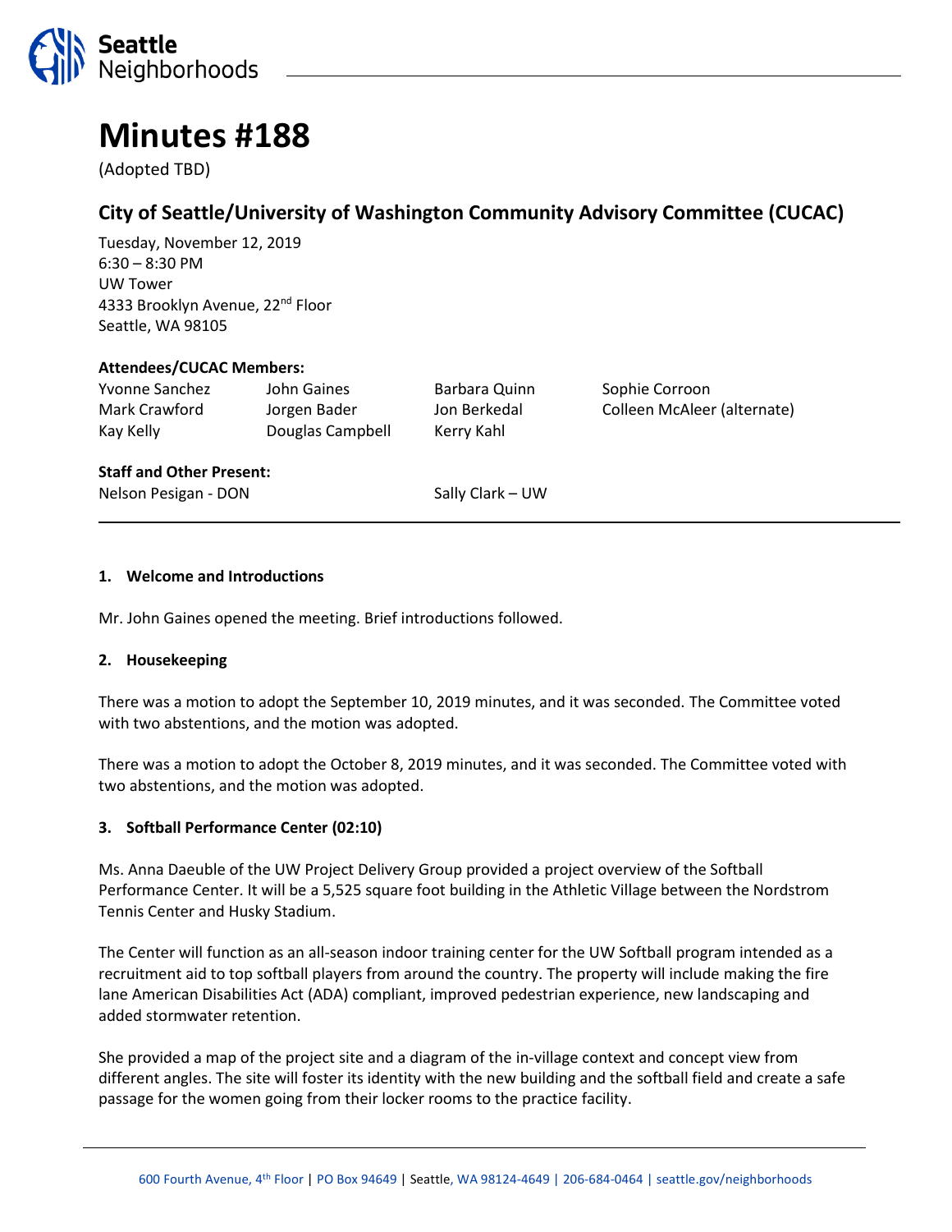# Minutes #188

(Adopted TBD)

## City of Seattle/University of Washington Community Advisory Committee (CUCAC)

Tuesday, November 12, 2019
6:30 – 8:30 PM
UW Tower
4333 Brooklyn Avenue, 22nd Floor
Seattle, WA 98105

**Attendees/CUCAC Members:**

| | | | |
|---|---|---|---|
| Yvonne Sanchez | John Gaines | Barbara Quinn | Sophie Corroon |
| Mark Crawford | Jorgen Bader | Jon Berkedal | Colleen McAleer (alternate) |
| Kay Kelly | Douglas Campbell | Kerry Kahl | |

**Staff and Other Present:**

Nelson Pesigan - DON

Sally Clark – UW

---

### 1. Welcome and Introductions

Mr. John Gaines opened the meeting. Brief introductions followed.

### 2. Housekeeping

There was a motion to adopt the September 10, 2019 minutes, and it was seconded. The Committee voted with two abstentions, and the motion was adopted.

There was a motion to adopt the October 8, 2019 minutes, and it was seconded. The Committee voted with two abstentions, and the motion was adopted.

### 3. Softball Performance Center (02:10)

Ms. Anna Daeuble of the UW Project Delivery Group provided a project overview of the Softball Performance Center. It will be a 5,525 square foot building in the Athletic Village between the Nordstrom Tennis Center and Husky Stadium.

The Center will function as an all-season indoor training center for the UW Softball program intended as a recruitment aid to top softball players from around the country. The property will include making the fire lane American Disabilities Act (ADA) compliant, improved pedestrian experience, new landscaping and added stormwater retention.

She provided a map of the project site and a diagram of the in-village context and concept view from different angles. The site will foster its identity with the new building and the softball field and create a safe passage for the women going from their locker rooms to the practice facility.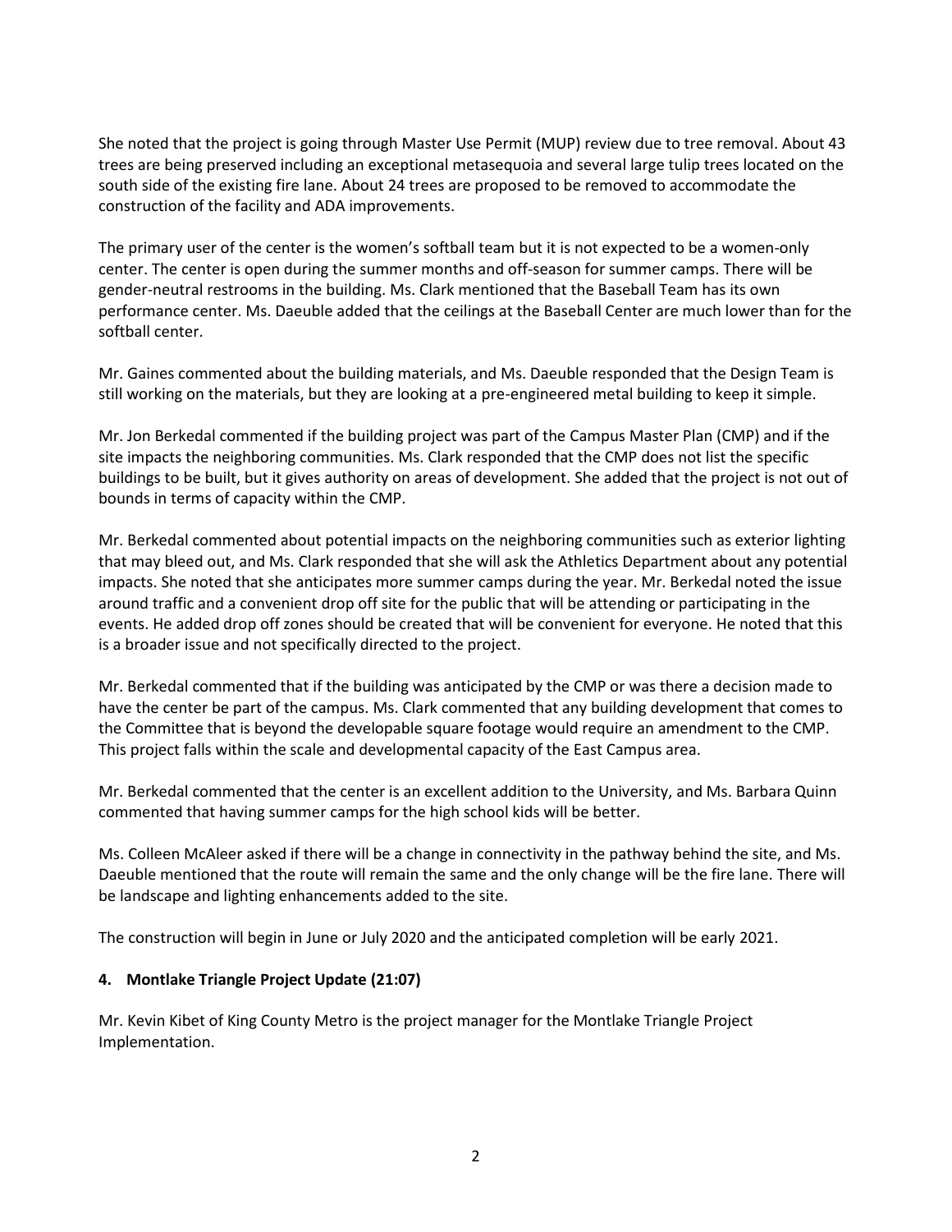She noted that the project is going through Master Use Permit (MUP) review due to tree removal. About 43 trees are being preserved including an exceptional metasequoia and several large tulip trees located on the south side of the existing fire lane. About 24 trees are proposed to be removed to accommodate the construction of the facility and ADA improvements.

The primary user of the center is the women's softball team but it is not expected to be a women-only center. The center is open during the summer months and off-season for summer camps. There will be gender-neutral restrooms in the building. Ms. Clark mentioned that the Baseball Team has its own performance center. Ms. Daeuble added that the ceilings at the Baseball Center are much lower than for the softball center.

Mr. Gaines commented about the building materials, and Ms. Daeuble responded that the Design Team is still working on the materials, but they are looking at a pre-engineered metal building to keep it simple.

Mr. Jon Berkedal commented if the building project was part of the Campus Master Plan (CMP) and if the site impacts the neighboring communities. Ms. Clark responded that the CMP does not list the specific buildings to be built, but it gives authority on areas of development. She added that the project is not out of bounds in terms of capacity within the CMP.

Mr. Berkedal commented about potential impacts on the neighboring communities such as exterior lighting that may bleed out, and Ms. Clark responded that she will ask the Athletics Department about any potential impacts. She noted that she anticipates more summer camps during the year. Mr. Berkedal noted the issue around traffic and a convenient drop off site for the public that will be attending or participating in the events. He added drop off zones should be created that will be convenient for everyone. He noted that this is a broader issue and not specifically directed to the project.

Mr. Berkedal commented that if the building was anticipated by the CMP or was there a decision made to have the center be part of the campus. Ms. Clark commented that any building development that comes to the Committee that is beyond the developable square footage would require an amendment to the CMP. This project falls within the scale and developmental capacity of the East Campus area.

Mr. Berkedal commented that the center is an excellent addition to the University, and Ms. Barbara Quinn commented that having summer camps for the high school kids will be better.

Ms. Colleen McAleer asked if there will be a change in connectivity in the pathway behind the site, and Ms. Daeuble mentioned that the route will remain the same and the only change will be the fire lane. There will be landscape and lighting enhancements added to the site.

The construction will begin in June or July 2020 and the anticipated completion will be early 2021.

### 4. Montlake Triangle Project Update (21:07)

Mr. Kevin Kibet of King County Metro is the project manager for the Montlake Triangle Project Implementation.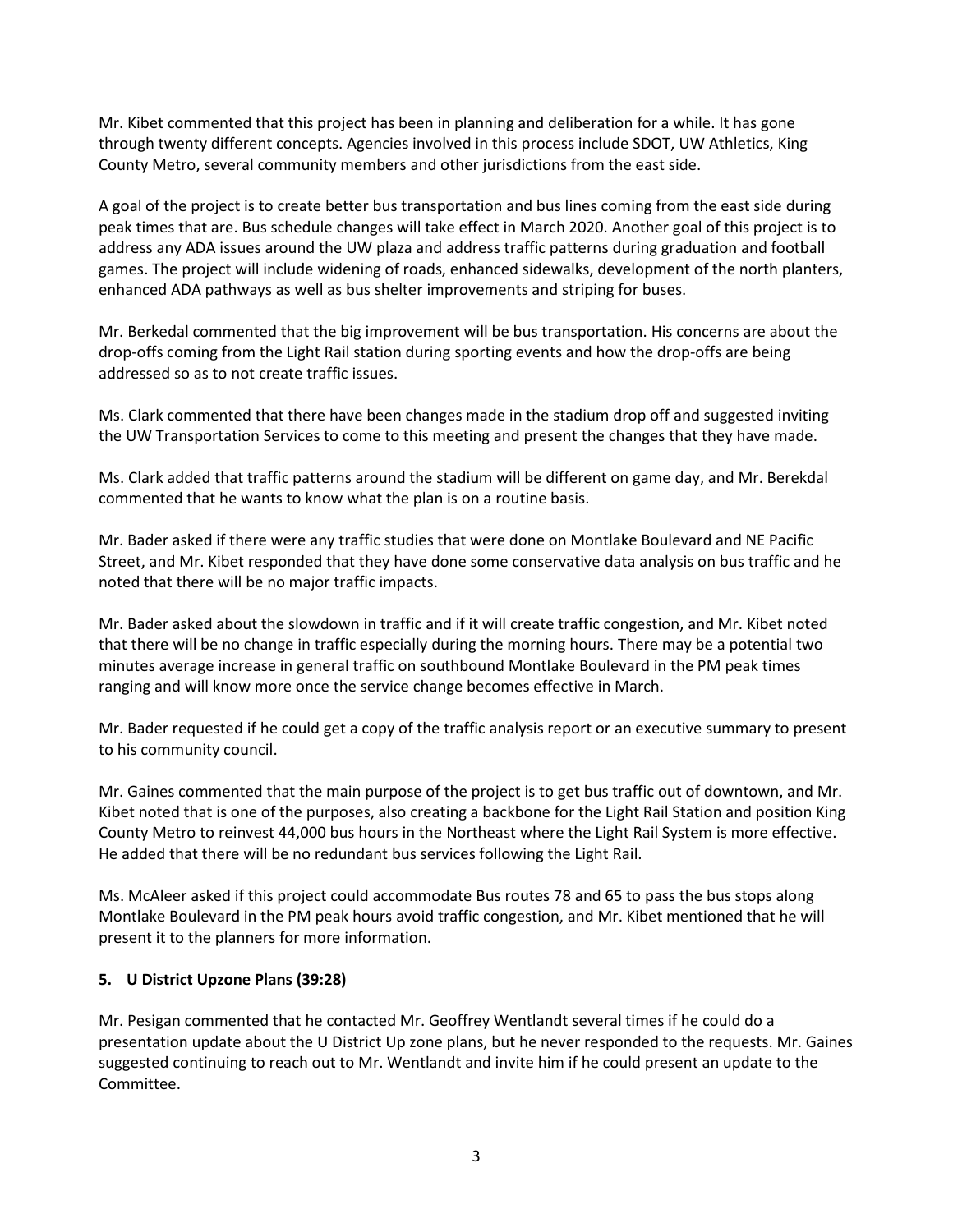Mr. Kibet commented that this project has been in planning and deliberation for a while. It has gone through twenty different concepts. Agencies involved in this process include SDOT, UW Athletics, King County Metro, several community members and other jurisdictions from the east side.

A goal of the project is to create better bus transportation and bus lines coming from the east side during peak times that are. Bus schedule changes will take effect in March 2020. Another goal of this project is to address any ADA issues around the UW plaza and address traffic patterns during graduation and football games. The project will include widening of roads, enhanced sidewalks, development of the north planters, enhanced ADA pathways as well as bus shelter improvements and striping for buses.

Mr. Berkedal commented that the big improvement will be bus transportation. His concerns are about the drop-offs coming from the Light Rail station during sporting events and how the drop-offs are being addressed so as to not create traffic issues.

Ms. Clark commented that there have been changes made in the stadium drop off and suggested inviting the UW Transportation Services to come to this meeting and present the changes that they have made.

Ms. Clark added that traffic patterns around the stadium will be different on game day, and Mr. Berekdal commented that he wants to know what the plan is on a routine basis.

Mr. Bader asked if there were any traffic studies that were done on Montlake Boulevard and NE Pacific Street, and Mr. Kibet responded that they have done some conservative data analysis on bus traffic and he noted that there will be no major traffic impacts.

Mr. Bader asked about the slowdown in traffic and if it will create traffic congestion, and Mr. Kibet noted that there will be no change in traffic especially during the morning hours. There may be a potential two minutes average increase in general traffic on southbound Montlake Boulevard in the PM peak times ranging and will know more once the service change becomes effective in March.

Mr. Bader requested if he could get a copy of the traffic analysis report or an executive summary to present to his community council.

Mr. Gaines commented that the main purpose of the project is to get bus traffic out of downtown, and Mr. Kibet noted that is one of the purposes, also creating a backbone for the Light Rail Station and position King County Metro to reinvest 44,000 bus hours in the Northeast where the Light Rail System is more effective. He added that there will be no redundant bus services following the Light Rail.

Ms. McAleer asked if this project could accommodate Bus routes 78 and 65 to pass the bus stops along Montlake Boulevard in the PM peak hours avoid traffic congestion, and Mr. Kibet mentioned that he will present it to the planners for more information.

### 5. U District Upzone Plans (39:28)

Mr. Pesigan commented that he contacted Mr. Geoffrey Wentlandt several times if he could do a presentation update about the U District Up zone plans, but he never responded to the requests. Mr. Gaines suggested continuing to reach out to Mr. Wentlandt and invite him if he could present an update to the Committee.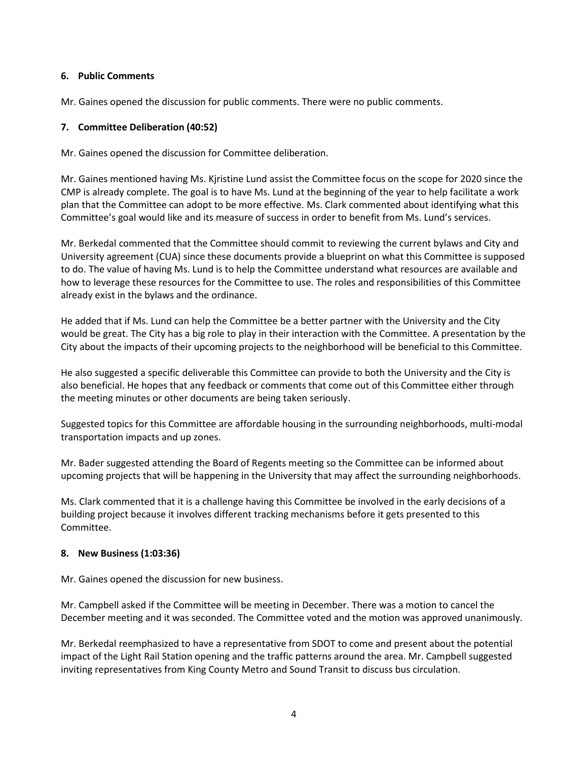### 6. Public Comments

Mr. Gaines opened the discussion for public comments. There were no public comments.

### 7. Committee Deliberation (40:52)

Mr. Gaines opened the discussion for Committee deliberation.

Mr. Gaines mentioned having Ms. Kjristine Lund assist the Committee focus on the scope for 2020 since the CMP is already complete. The goal is to have Ms. Lund at the beginning of the year to help facilitate a work plan that the Committee can adopt to be more effective. Ms. Clark commented about identifying what this Committee's goal would like and its measure of success in order to benefit from Ms. Lund's services.

Mr. Berkedal commented that the Committee should commit to reviewing the current bylaws and City and University agreement (CUA) since these documents provide a blueprint on what this Committee is supposed to do. The value of having Ms. Lund is to help the Committee understand what resources are available and how to leverage these resources for the Committee to use. The roles and responsibilities of this Committee already exist in the bylaws and the ordinance.

He added that if Ms. Lund can help the Committee be a better partner with the University and the City would be great. The City has a big role to play in their interaction with the Committee. A presentation by the City about the impacts of their upcoming projects to the neighborhood will be beneficial to this Committee.

He also suggested a specific deliverable this Committee can provide to both the University and the City is also beneficial. He hopes that any feedback or comments that come out of this Committee either through the meeting minutes or other documents are being taken seriously.

Suggested topics for this Committee are affordable housing in the surrounding neighborhoods, multi-modal transportation impacts and up zones.

Mr. Bader suggested attending the Board of Regents meeting so the Committee can be informed about upcoming projects that will be happening in the University that may affect the surrounding neighborhoods.

Ms. Clark commented that it is a challenge having this Committee be involved in the early decisions of a building project because it involves different tracking mechanisms before it gets presented to this Committee.

### 8. New Business (1:03:36)

Mr. Gaines opened the discussion for new business.

Mr. Campbell asked if the Committee will be meeting in December. There was a motion to cancel the December meeting and it was seconded. The Committee voted and the motion was approved unanimously.

Mr. Berkedal reemphasized to have a representative from SDOT to come and present about the potential impact of the Light Rail Station opening and the traffic patterns around the area. Mr. Campbell suggested inviting representatives from King County Metro and Sound Transit to discuss bus circulation.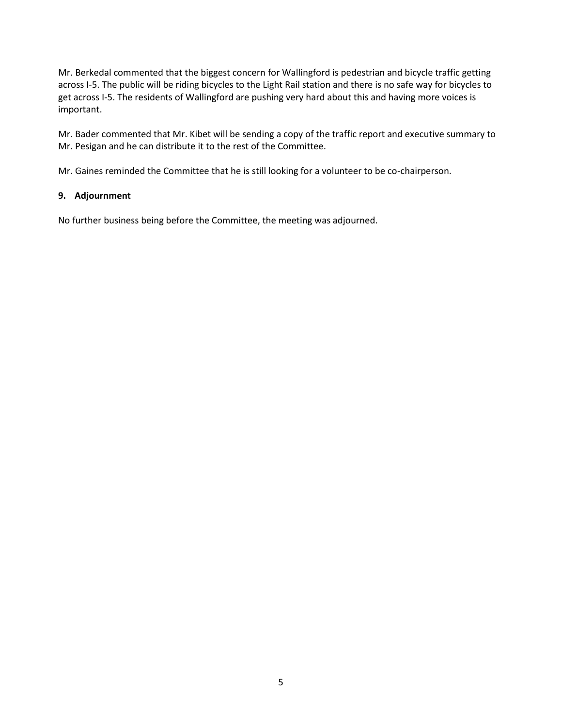Mr. Berkedal commented that the biggest concern for Wallingford is pedestrian and bicycle traffic getting across I-5. The public will be riding bicycles to the Light Rail station and there is no safe way for bicycles to get across I-5. The residents of Wallingford are pushing very hard about this and having more voices is important.

Mr. Bader commented that Mr. Kibet will be sending a copy of the traffic report and executive summary to Mr. Pesigan and he can distribute it to the rest of the Committee.

Mr. Gaines reminded the Committee that he is still looking for a volunteer to be co-chairperson.

**9. Adjournment**

No further business being before the Committee, the meeting was adjourned.